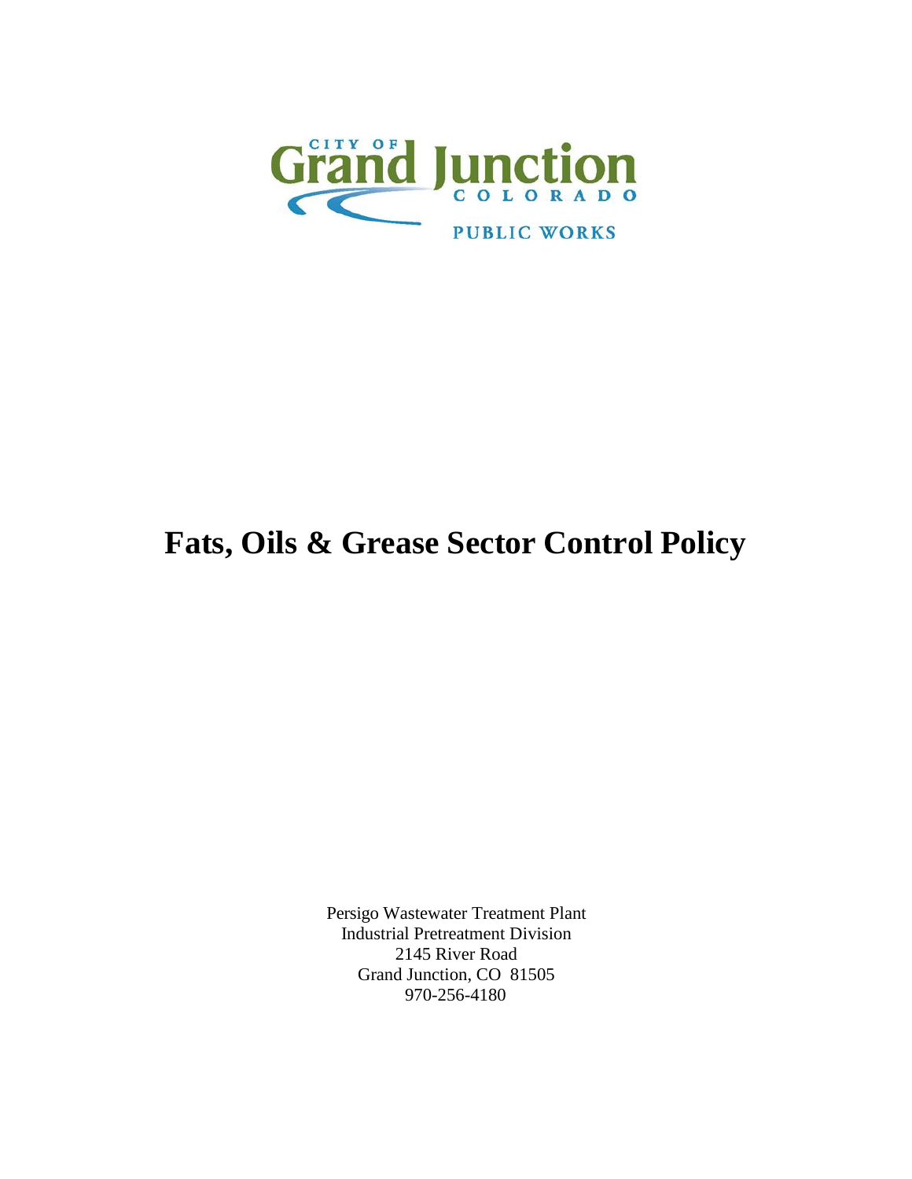CITY OF Grand Junction COLORADO

PUBLIC WORKS

# Fats, Oils & Grease Sector Control Policy

Persigo Wastewater Treatment Plant
Industrial Pretreatment Division
2145 River Road
Grand Junction, CO 81505
970-256-4180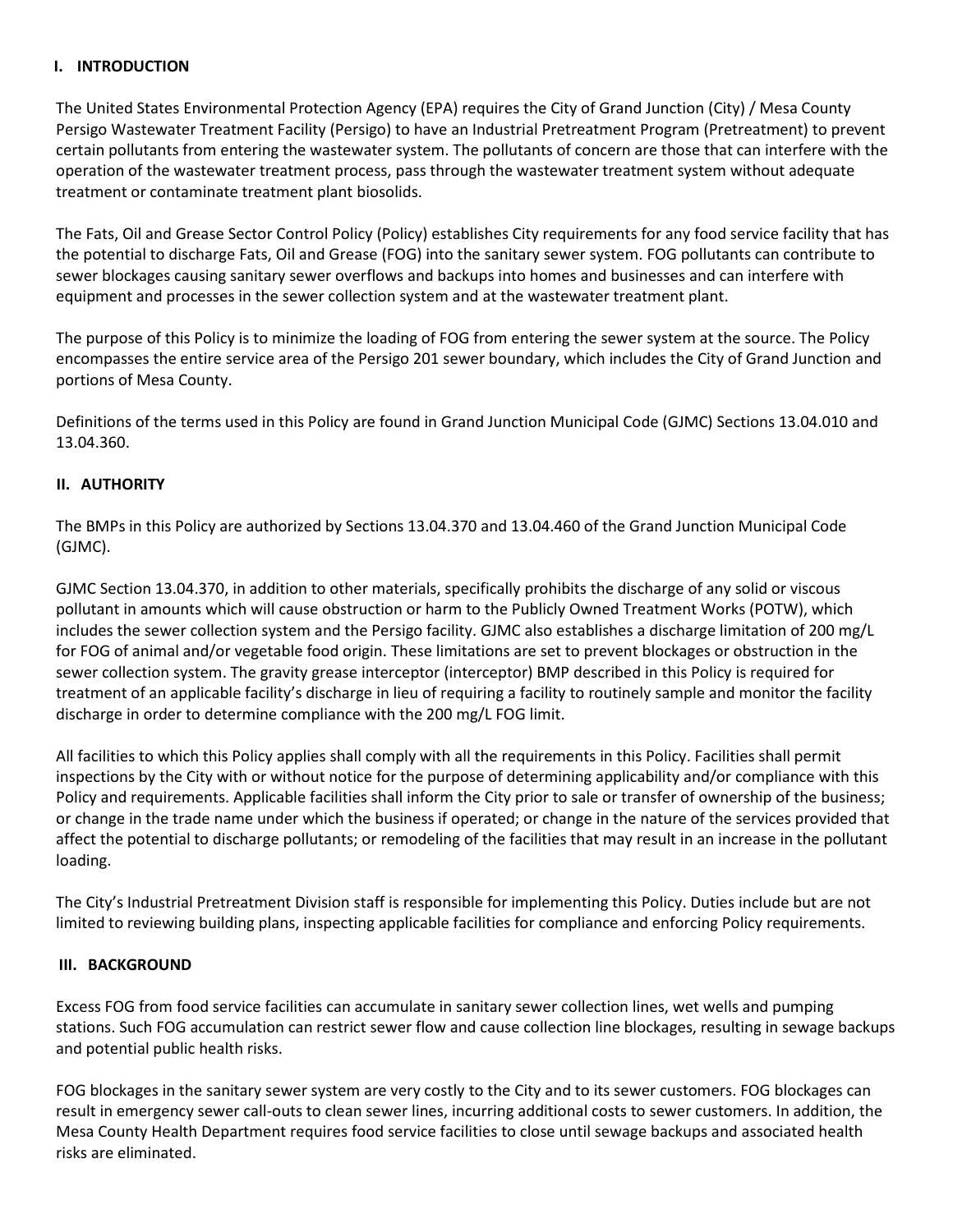## I. INTRODUCTION

The United States Environmental Protection Agency (EPA) requires the City of Grand Junction (City) / Mesa County Persigo Wastewater Treatment Facility (Persigo) to have an Industrial Pretreatment Program (Pretreatment) to prevent certain pollutants from entering the wastewater system. The pollutants of concern are those that can interfere with the operation of the wastewater treatment process, pass through the wastewater treatment system without adequate treatment or contaminate treatment plant biosolids.

The Fats, Oil and Grease Sector Control Policy (Policy) establishes City requirements for any food service facility that has the potential to discharge Fats, Oil and Grease (FOG) into the sanitary sewer system. FOG pollutants can contribute to sewer blockages causing sanitary sewer overflows and backups into homes and businesses and can interfere with equipment and processes in the sewer collection system and at the wastewater treatment plant.

The purpose of this Policy is to minimize the loading of FOG from entering the sewer system at the source. The Policy encompasses the entire service area of the Persigo 201 sewer boundary, which includes the City of Grand Junction and portions of Mesa County.

Definitions of the terms used in this Policy are found in Grand Junction Municipal Code (GJMC) Sections 13.04.010 and 13.04.360.

## II. AUTHORITY

The BMPs in this Policy are authorized by Sections 13.04.370 and 13.04.460 of the Grand Junction Municipal Code (GJMC).

GJMC Section 13.04.370, in addition to other materials, specifically prohibits the discharge of any solid or viscous pollutant in amounts which will cause obstruction or harm to the Publicly Owned Treatment Works (POTW), which includes the sewer collection system and the Persigo facility. GJMC also establishes a discharge limitation of 200 mg/L for FOG of animal and/or vegetable food origin. These limitations are set to prevent blockages or obstruction in the sewer collection system. The gravity grease interceptor (interceptor) BMP described in this Policy is required for treatment of an applicable facility's discharge in lieu of requiring a facility to routinely sample and monitor the facility discharge in order to determine compliance with the 200 mg/L FOG limit.

All facilities to which this Policy applies shall comply with all the requirements in this Policy. Facilities shall permit inspections by the City with or without notice for the purpose of determining applicability and/or compliance with this Policy and requirements. Applicable facilities shall inform the City prior to sale or transfer of ownership of the business; or change in the trade name under which the business if operated; or change in the nature of the services provided that affect the potential to discharge pollutants; or remodeling of the facilities that may result in an increase in the pollutant loading.

The City's Industrial Pretreatment Division staff is responsible for implementing this Policy. Duties include but are not limited to reviewing building plans, inspecting applicable facilities for compliance and enforcing Policy requirements.

## III. BACKGROUND

Excess FOG from food service facilities can accumulate in sanitary sewer collection lines, wet wells and pumping stations. Such FOG accumulation can restrict sewer flow and cause collection line blockages, resulting in sewage backups and potential public health risks.

FOG blockages in the sanitary sewer system are very costly to the City and to its sewer customers. FOG blockages can result in emergency sewer call-outs to clean sewer lines, incurring additional costs to sewer customers. In addition, the Mesa County Health Department requires food service facilities to close until sewage backups and associated health risks are eliminated.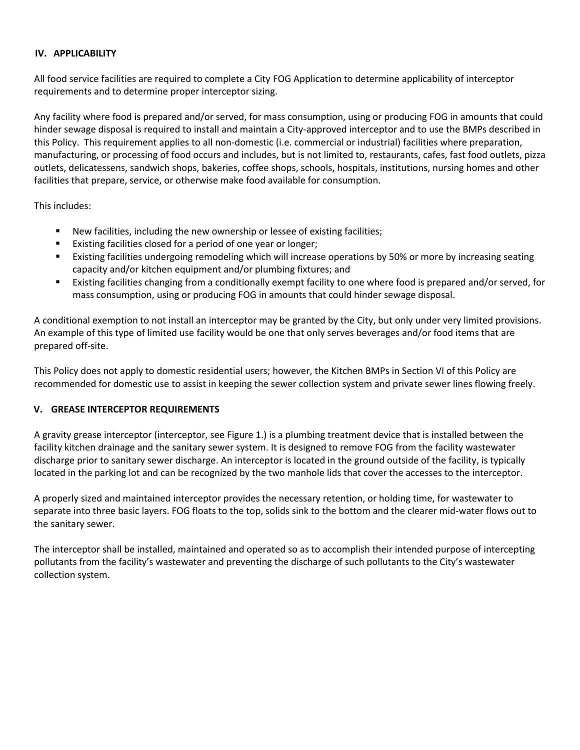## IV. APPLICABILITY

All food service facilities are required to complete a City FOG Application to determine applicability of interceptor requirements and to determine proper interceptor sizing.

Any facility where food is prepared and/or served, for mass consumption, using or producing FOG in amounts that could hinder sewage disposal is required to install and maintain a City-approved interceptor and to use the BMPs described in this Policy. This requirement applies to all non-domestic (i.e. commercial or industrial) facilities where preparation, manufacturing, or processing of food occurs and includes, but is not limited to, restaurants, cafes, fast food outlets, pizza outlets, delicatessens, sandwich shops, bakeries, coffee shops, schools, hospitals, institutions, nursing homes and other facilities that prepare, service, or otherwise make food available for consumption.

This includes:

- New facilities, including the new ownership or lessee of existing facilities;
- Existing facilities closed for a period of one year or longer;
- Existing facilities undergoing remodeling which will increase operations by 50% or more by increasing seating capacity and/or kitchen equipment and/or plumbing fixtures; and
- Existing facilities changing from a conditionally exempt facility to one where food is prepared and/or served, for mass consumption, using or producing FOG in amounts that could hinder sewage disposal.

A conditional exemption to not install an interceptor may be granted by the City, but only under very limited provisions. An example of this type of limited use facility would be one that only serves beverages and/or food items that are prepared off-site.

This Policy does not apply to domestic residential users; however, the Kitchen BMPs in Section VI of this Policy are recommended for domestic use to assist in keeping the sewer collection system and private sewer lines flowing freely.

## V. GREASE INTERCEPTOR REQUIREMENTS

A gravity grease interceptor (interceptor, see Figure 1.) is a plumbing treatment device that is installed between the facility kitchen drainage and the sanitary sewer system. It is designed to remove FOG from the facility wastewater discharge prior to sanitary sewer discharge. An interceptor is located in the ground outside of the facility, is typically located in the parking lot and can be recognized by the two manhole lids that cover the accesses to the interceptor.

A properly sized and maintained interceptor provides the necessary retention, or holding time, for wastewater to separate into three basic layers. FOG floats to the top, solids sink to the bottom and the clearer mid-water flows out to the sanitary sewer.

The interceptor shall be installed, maintained and operated so as to accomplish their intended purpose of intercepting pollutants from the facility's wastewater and preventing the discharge of such pollutants to the City's wastewater collection system.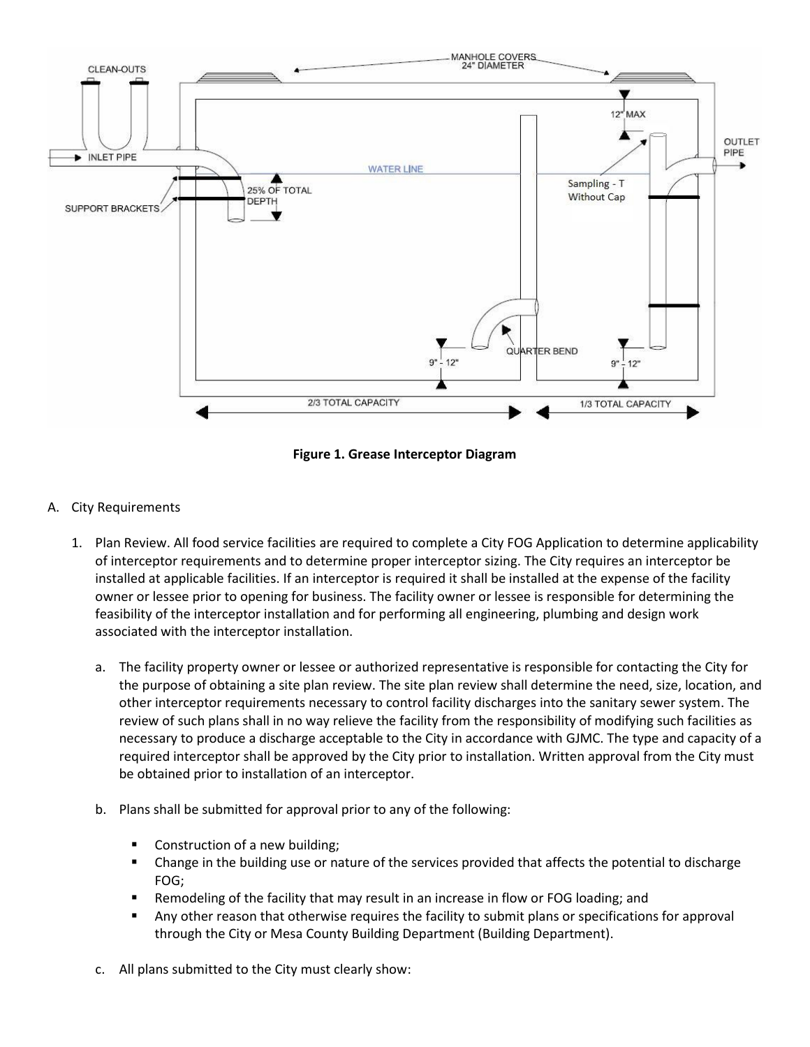**Figure 1. Grease Interceptor Diagram**

A. City Requirements

1. Plan Review. All food service facilities are required to complete a City FOG Application to determine applicability of interceptor requirements and to determine proper interceptor sizing. The City requires an interceptor be installed at applicable facilities. If an interceptor is required it shall be installed at the expense of the facility owner or lessee prior to opening for business. The facility owner or lessee is responsible for determining the feasibility of the interceptor installation and for performing all engineering, plumbing and design work associated with the interceptor installation.

   a. The facility property owner or lessee or authorized representative is responsible for contacting the City for the purpose of obtaining a site plan review. The site plan review shall determine the need, size, location, and other interceptor requirements necessary to control facility discharges into the sanitary sewer system. The review of such plans shall in no way relieve the facility from the responsibility of modifying such facilities as necessary to produce a discharge acceptable to the City in accordance with GJMC. The type and capacity of a required interceptor shall be approved by the City prior to installation. Written approval from the City must be obtained prior to installation of an interceptor.

   b. Plans shall be submitted for approval prior to any of the following:

      - Construction of a new building;
      - Change in the building use or nature of the services provided that affects the potential to discharge FOG;
      - Remodeling of the facility that may result in an increase in flow or FOG loading; and
      - Any other reason that otherwise requires the facility to submit plans or specifications for approval through the City or Mesa County Building Department (Building Department).

   c. All plans submitted to the City must clearly show: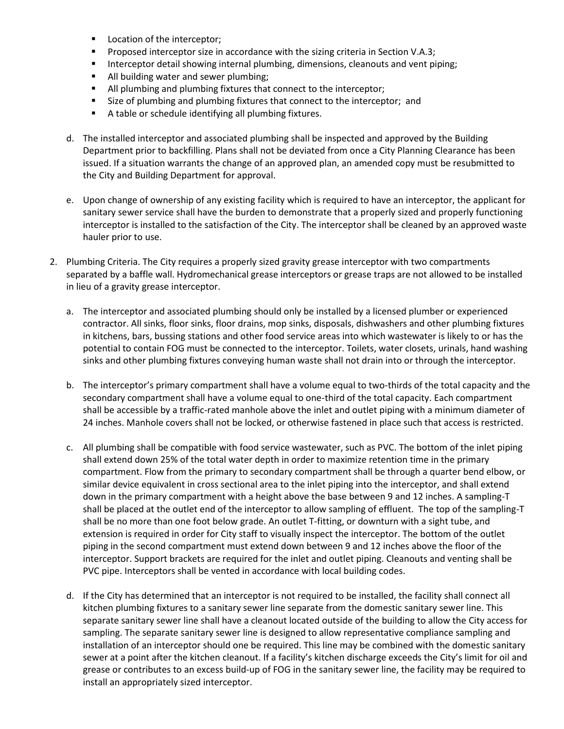- Location of the interceptor;
- Proposed interceptor size in accordance with the sizing criteria in Section V.A.3;
- Interceptor detail showing internal plumbing, dimensions, cleanouts and vent piping;
- All building water and sewer plumbing;
- All plumbing and plumbing fixtures that connect to the interceptor;
- Size of plumbing and plumbing fixtures that connect to the interceptor; and
- A table or schedule identifying all plumbing fixtures.

d. The installed interceptor and associated plumbing shall be inspected and approved by the Building Department prior to backfilling. Plans shall not be deviated from once a City Planning Clearance has been issued. If a situation warrants the change of an approved plan, an amended copy must be resubmitted to the City and Building Department for approval.

e. Upon change of ownership of any existing facility which is required to have an interceptor, the applicant for sanitary sewer service shall have the burden to demonstrate that a properly sized and properly functioning interceptor is installed to the satisfaction of the City. The interceptor shall be cleaned by an approved waste hauler prior to use.

2. Plumbing Criteria. The City requires a properly sized gravity grease interceptor with two compartments separated by a baffle wall. Hydromechanical grease interceptors or grease traps are not allowed to be installed in lieu of a gravity grease interceptor.

   a. The interceptor and associated plumbing should only be installed by a licensed plumber or experienced contractor. All sinks, floor sinks, floor drains, mop sinks, disposals, dishwashers and other plumbing fixtures in kitchens, bars, bussing stations and other food service areas into which wastewater is likely to or has the potential to contain FOG must be connected to the interceptor. Toilets, water closets, urinals, hand washing sinks and other plumbing fixtures conveying human waste shall not drain into or through the interceptor.

   b. The interceptor's primary compartment shall have a volume equal to two-thirds of the total capacity and the secondary compartment shall have a volume equal to one-third of the total capacity. Each compartment shall be accessible by a traffic-rated manhole above the inlet and outlet piping with a minimum diameter of 24 inches. Manhole covers shall not be locked, or otherwise fastened in place such that access is restricted.

   c. All plumbing shall be compatible with food service wastewater, such as PVC. The bottom of the inlet piping shall extend down 25% of the total water depth in order to maximize retention time in the primary compartment. Flow from the primary to secondary compartment shall be through a quarter bend elbow, or similar device equivalent in cross sectional area to the inlet piping into the interceptor, and shall extend down in the primary compartment with a height above the base between 9 and 12 inches. A sampling-T shall be placed at the outlet end of the interceptor to allow sampling of effluent. The top of the sampling-T shall be no more than one foot below grade. An outlet T-fitting, or downturn with a sight tube, and extension is required in order for City staff to visually inspect the interceptor. The bottom of the outlet piping in the second compartment must extend down between 9 and 12 inches above the floor of the interceptor. Support brackets are required for the inlet and outlet piping. Cleanouts and venting shall be PVC pipe. Interceptors shall be vented in accordance with local building codes.

   d. If the City has determined that an interceptor is not required to be installed, the facility shall connect all kitchen plumbing fixtures to a sanitary sewer line separate from the domestic sanitary sewer line. This separate sanitary sewer line shall have a cleanout located outside of the building to allow the City access for sampling. The separate sanitary sewer line is designed to allow representative compliance sampling and installation of an interceptor should one be required. This line may be combined with the domestic sanitary sewer at a point after the kitchen cleanout. If a facility's kitchen discharge exceeds the City's limit for oil and grease or contributes to an excess build-up of FOG in the sanitary sewer line, the facility may be required to install an appropriately sized interceptor.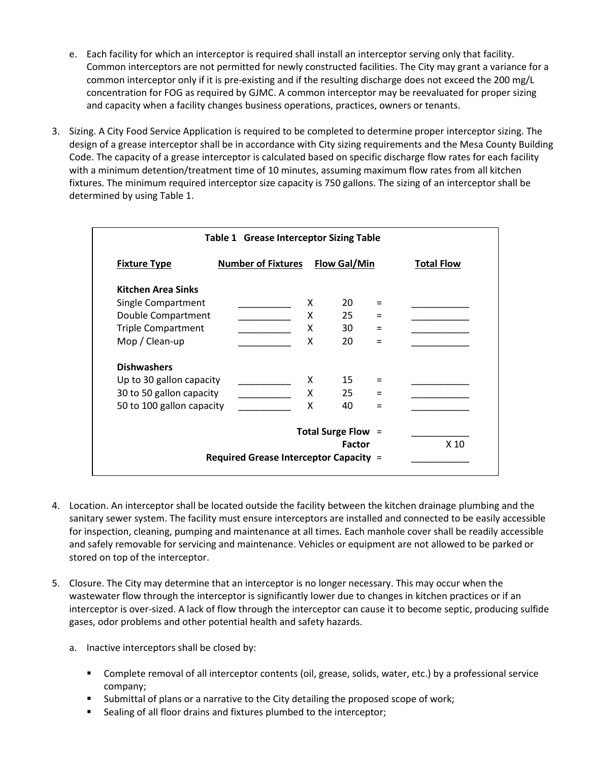e. Each facility for which an interceptor is required shall install an interceptor serving only that facility. Common interceptors are not permitted for newly constructed facilities. The City may grant a variance for a common interceptor only if it is pre-existing and if the resulting discharge does not exceed the 200 mg/L concentration for FOG as required by GJMC. A common interceptor may be reevaluated for proper sizing and capacity when a facility changes business operations, practices, owners or tenants.

3. Sizing. A City Food Service Application is required to be completed to determine proper interceptor sizing. The design of a grease interceptor shall be in accordance with City sizing requirements and the Mesa County Building Code. The capacity of a grease interceptor is calculated based on specific discharge flow rates for each facility with a minimum detention/treatment time of 10 minutes, assuming maximum flow rates from all kitchen fixtures. The minimum required interceptor size capacity is 750 gallons. The sizing of an interceptor shall be determined by using Table 1.

**Table 1 Grease Interceptor Sizing Table**

| Fixture Type | Number of Fixtures | | Flow Gal/Min | | Total Flow |
|---|---|---|---|---|---|
| **Kitchen Area Sinks** | | | | | |
| Single Compartment | ________ | X | 20 | = | ________ |
| Double Compartment | ________ | X | 25 | = | ________ |
| Triple Compartment | ________ | X | 30 | = | ________ |
| Mop / Clean-up | ________ | X | 20 | = | ________ |
| **Dishwashers** | | | | | |
| Up to 30 gallon capacity | ________ | X | 15 | = | ________ |
| 30 to 50 gallon capacity | ________ | X | 25 | = | ________ |
| 50 to 100 gallon capacity | ________ | X | 40 | = | ________ |
| | | | **Total Surge Flow** | = | ________ |
| | | | **Factor** | | X 10 |
| | | | **Required Grease Interceptor Capacity** | = | ________ |

4. Location. An interceptor shall be located outside the facility between the kitchen drainage plumbing and the sanitary sewer system. The facility must ensure interceptors are installed and connected to be easily accessible for inspection, cleaning, pumping and maintenance at all times. Each manhole cover shall be readily accessible and safely removable for servicing and maintenance. Vehicles or equipment are not allowed to be parked or stored on top of the interceptor.

5. Closure. The City may determine that an interceptor is no longer necessary. This may occur when the wastewater flow through the interceptor is significantly lower due to changes in kitchen practices or if an interceptor is over-sized. A lack of flow through the interceptor can cause it to become septic, producing sulfide gases, odor problems and other potential health and safety hazards.

   a. Inactive interceptors shall be closed by:

      - Complete removal of all interceptor contents (oil, grease, solids, water, etc.) by a professional service company;
      - Submittal of plans or a narrative to the City detailing the proposed scope of work;
      - Sealing of all floor drains and fixtures plumbed to the interceptor;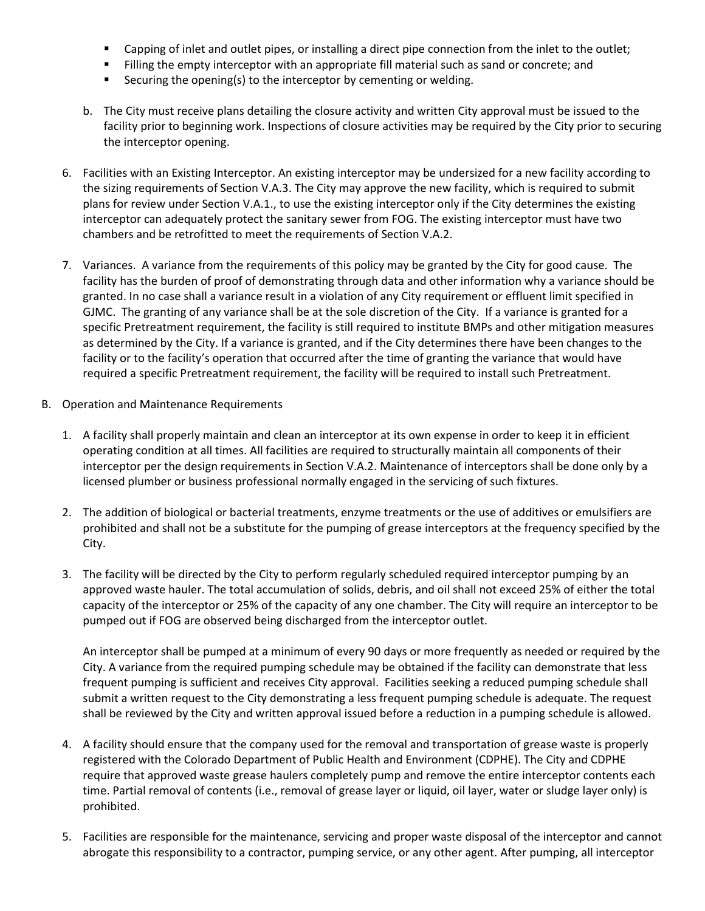- Capping of inlet and outlet pipes, or installing a direct pipe connection from the inlet to the outlet;
- Filling the empty interceptor with an appropriate fill material such as sand or concrete; and
- Securing the opening(s) to the interceptor by cementing or welding.

b. The City must receive plans detailing the closure activity and written City approval must be issued to the facility prior to beginning work. Inspections of closure activities may be required by the City prior to securing the interceptor opening.

6. Facilities with an Existing Interceptor. An existing interceptor may be undersized for a new facility according to the sizing requirements of Section V.A.3. The City may approve the new facility, which is required to submit plans for review under Section V.A.1., to use the existing interceptor only if the City determines the existing interceptor can adequately protect the sanitary sewer from FOG. The existing interceptor must have two chambers and be retrofitted to meet the requirements of Section V.A.2.

7. Variances. A variance from the requirements of this policy may be granted by the City for good cause. The facility has the burden of proof of demonstrating through data and other information why a variance should be granted. In no case shall a variance result in a violation of any City requirement or effluent limit specified in GJMC. The granting of any variance shall be at the sole discretion of the City. If a variance is granted for a specific Pretreatment requirement, the facility is still required to institute BMPs and other mitigation measures as determined by the City. If a variance is granted, and if the City determines there have been changes to the facility or to the facility's operation that occurred after the time of granting the variance that would have required a specific Pretreatment requirement, the facility will be required to install such Pretreatment.

B. Operation and Maintenance Requirements

1. A facility shall properly maintain and clean an interceptor at its own expense in order to keep it in efficient operating condition at all times. All facilities are required to structurally maintain all components of their interceptor per the design requirements in Section V.A.2. Maintenance of interceptors shall be done only by a licensed plumber or business professional normally engaged in the servicing of such fixtures.

2. The addition of biological or bacterial treatments, enzyme treatments or the use of additives or emulsifiers are prohibited and shall not be a substitute for the pumping of grease interceptors at the frequency specified by the City.

3. The facility will be directed by the City to perform regularly scheduled required interceptor pumping by an approved waste hauler. The total accumulation of solids, debris, and oil shall not exceed 25% of either the total capacity of the interceptor or 25% of the capacity of any one chamber. The City will require an interceptor to be pumped out if FOG are observed being discharged from the interceptor outlet.

   An interceptor shall be pumped at a minimum of every 90 days or more frequently as needed or required by the City. A variance from the required pumping schedule may be obtained if the facility can demonstrate that less frequent pumping is sufficient and receives City approval. Facilities seeking a reduced pumping schedule shall submit a written request to the City demonstrating a less frequent pumping schedule is adequate. The request shall be reviewed by the City and written approval issued before a reduction in a pumping schedule is allowed.

4. A facility should ensure that the company used for the removal and transportation of grease waste is properly registered with the Colorado Department of Public Health and Environment (CDPHE). The City and CDPHE require that approved waste grease haulers completely pump and remove the entire interceptor contents each time. Partial removal of contents (i.e., removal of grease layer or liquid, oil layer, water or sludge layer only) is prohibited.

5. Facilities are responsible for the maintenance, servicing and proper waste disposal of the interceptor and cannot abrogate this responsibility to a contractor, pumping service, or any other agent. After pumping, all interceptor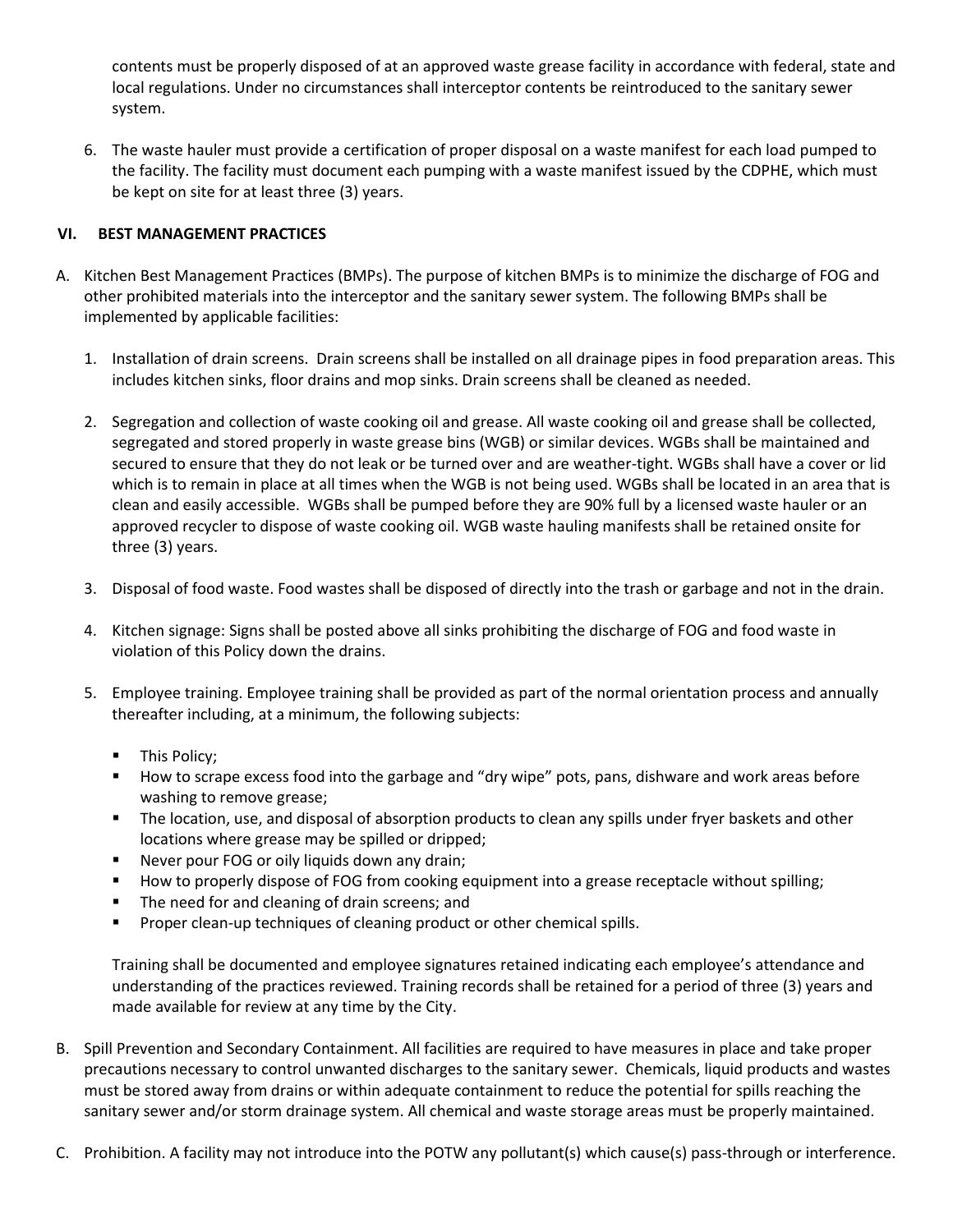contents must be properly disposed of at an approved waste grease facility in accordance with federal, state and local regulations. Under no circumstances shall interceptor contents be reintroduced to the sanitary sewer system.

6. The waste hauler must provide a certification of proper disposal on a waste manifest for each load pumped to the facility. The facility must document each pumping with a waste manifest issued by the CDPHE, which must be kept on site for at least three (3) years.

## VI. BEST MANAGEMENT PRACTICES

A. Kitchen Best Management Practices (BMPs). The purpose of kitchen BMPs is to minimize the discharge of FOG and other prohibited materials into the interceptor and the sanitary sewer system. The following BMPs shall be implemented by applicable facilities:

1. Installation of drain screens. Drain screens shall be installed on all drainage pipes in food preparation areas. This includes kitchen sinks, floor drains and mop sinks. Drain screens shall be cleaned as needed.

2. Segregation and collection of waste cooking oil and grease. All waste cooking oil and grease shall be collected, segregated and stored properly in waste grease bins (WGB) or similar devices. WGBs shall be maintained and secured to ensure that they do not leak or be turned over and are weather-tight. WGBs shall have a cover or lid which is to remain in place at all times when the WGB is not being used. WGBs shall be located in an area that is clean and easily accessible. WGBs shall be pumped before they are 90% full by a licensed waste hauler or an approved recycler to dispose of waste cooking oil. WGB waste hauling manifests shall be retained onsite for three (3) years.

3. Disposal of food waste. Food wastes shall be disposed of directly into the trash or garbage and not in the drain.

4. Kitchen signage: Signs shall be posted above all sinks prohibiting the discharge of FOG and food waste in violation of this Policy down the drains.

5. Employee training. Employee training shall be provided as part of the normal orientation process and annually thereafter including, at a minimum, the following subjects:

   - This Policy;
   - How to scrape excess food into the garbage and "dry wipe" pots, pans, dishware and work areas before washing to remove grease;
   - The location, use, and disposal of absorption products to clean any spills under fryer baskets and other locations where grease may be spilled or dripped;
   - Never pour FOG or oily liquids down any drain;
   - How to properly dispose of FOG from cooking equipment into a grease receptacle without spilling;
   - The need for and cleaning of drain screens; and
   - Proper clean-up techniques of cleaning product or other chemical spills.

   Training shall be documented and employee signatures retained indicating each employee's attendance and understanding of the practices reviewed. Training records shall be retained for a period of three (3) years and made available for review at any time by the City.

B. Spill Prevention and Secondary Containment. All facilities are required to have measures in place and take proper precautions necessary to control unwanted discharges to the sanitary sewer. Chemicals, liquid products and wastes must be stored away from drains or within adequate containment to reduce the potential for spills reaching the sanitary sewer and/or storm drainage system. All chemical and waste storage areas must be properly maintained.

C. Prohibition. A facility may not introduce into the POTW any pollutant(s) which cause(s) pass-through or interference.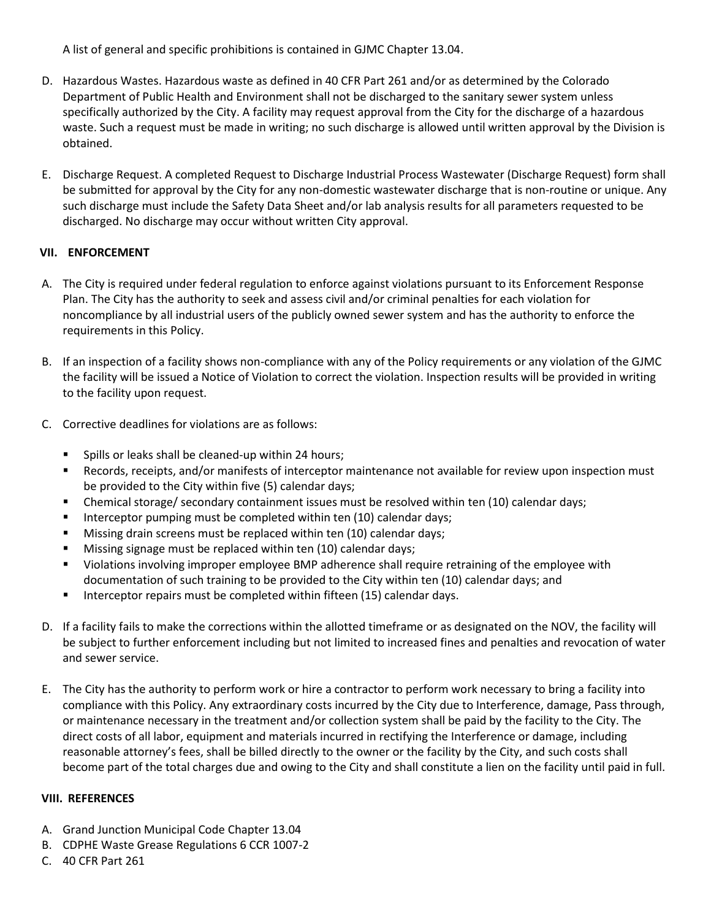A list of general and specific prohibitions is contained in GJMC Chapter 13.04.

D. Hazardous Wastes. Hazardous waste as defined in 40 CFR Part 261 and/or as determined by the Colorado Department of Public Health and Environment shall not be discharged to the sanitary sewer system unless specifically authorized by the City. A facility may request approval from the City for the discharge of a hazardous waste. Such a request must be made in writing; no such discharge is allowed until written approval by the Division is obtained.

E. Discharge Request. A completed Request to Discharge Industrial Process Wastewater (Discharge Request) form shall be submitted for approval by the City for any non-domestic wastewater discharge that is non-routine or unique. Any such discharge must include the Safety Data Sheet and/or lab analysis results for all parameters requested to be discharged. No discharge may occur without written City approval.

## VII. ENFORCEMENT

A. The City is required under federal regulation to enforce against violations pursuant to its Enforcement Response Plan. The City has the authority to seek and assess civil and/or criminal penalties for each violation for noncompliance by all industrial users of the publicly owned sewer system and has the authority to enforce the requirements in this Policy.

B. If an inspection of a facility shows non-compliance with any of the Policy requirements or any violation of the GJMC the facility will be issued a Notice of Violation to correct the violation. Inspection results will be provided in writing to the facility upon request.

C. Corrective deadlines for violations are as follows:

- Spills or leaks shall be cleaned-up within 24 hours;
- Records, receipts, and/or manifests of interceptor maintenance not available for review upon inspection must be provided to the City within five (5) calendar days;
- Chemical storage/ secondary containment issues must be resolved within ten (10) calendar days;
- Interceptor pumping must be completed within ten (10) calendar days;
- Missing drain screens must be replaced within ten (10) calendar days;
- Missing signage must be replaced within ten (10) calendar days;
- Violations involving improper employee BMP adherence shall require retraining of the employee with documentation of such training to be provided to the City within ten (10) calendar days; and
- Interceptor repairs must be completed within fifteen (15) calendar days.

D. If a facility fails to make the corrections within the allotted timeframe or as designated on the NOV, the facility will be subject to further enforcement including but not limited to increased fines and penalties and revocation of water and sewer service.

E. The City has the authority to perform work or hire a contractor to perform work necessary to bring a facility into compliance with this Policy. Any extraordinary costs incurred by the City due to Interference, damage, Pass through, or maintenance necessary in the treatment and/or collection system shall be paid by the facility to the City. The direct costs of all labor, equipment and materials incurred in rectifying the Interference or damage, including reasonable attorney's fees, shall be billed directly to the owner or the facility by the City, and such costs shall become part of the total charges due and owing to the City and shall constitute a lien on the facility until paid in full.

## VIII. REFERENCES

A. Grand Junction Municipal Code Chapter 13.04
B. CDPHE Waste Grease Regulations 6 CCR 1007-2
C. 40 CFR Part 261